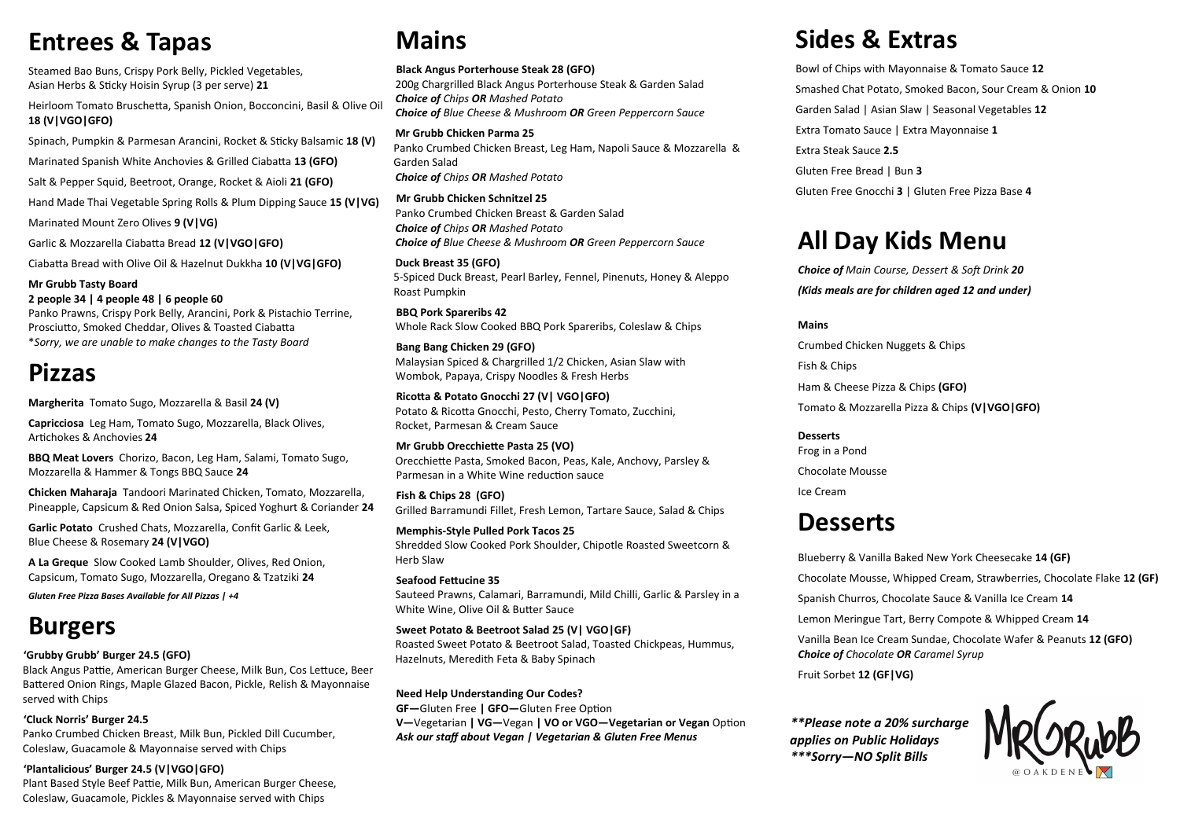# Entrees & Tapas

Steamed Bao Buns, Crispy Pork Belly, Pickled Vegetables, Asian Herbs & Sticky Hoisin Syrup (3 per serve) **21**

Heirloom Tomato Bruschetta, Spanish Onion, Bocconcini, Basil & Olive Oil **18 (V|VGO|GFO)**

Spinach, Pumpkin & Parmesan Arancini, Rocket & Sticky Balsamic **18 (V)**

Marinated Spanish White Anchovies & Grilled Ciabatta **13 (GFO)**

Salt & Pepper Squid, Beetroot, Orange, Rocket & Aioli **21 (GFO)**

Hand Made Thai Vegetable Spring Rolls & Plum Dipping Sauce **15 (V|VG)**

Marinated Mount Zero Olives **9 (V|VG)**

Garlic & Mozzarella Ciabatta Bread **12 (V|VGO|GFO)**

Ciabatta Bread with Olive Oil & Hazelnut Dukkha **10 (V|VG|GFO)**

**Mr Grubb Tasty Board**
**2 people 34 | 4 people 48 | 6 people 60**
Panko Prawns, Crispy Pork Belly, Arancini, Pork & Pistachio Terrine, Prosciutto, Smoked Cheddar, Olives & Toasted Ciabatta
*Sorry, we are unable to make changes to the Tasty Board*

# Pizzas

**Margherita** Tomato Sugo, Mozzarella & Basil **24 (V)**

**Capricciosa** Leg Ham, Tomato Sugo, Mozzarella, Black Olives, Artichokes & Anchovies **24**

**BBQ Meat Lovers** Chorizo, Bacon, Leg Ham, Salami, Tomato Sugo, Mozzarella & Hammer & Tongs BBQ Sauce **24**

**Chicken Maharaja** Tandoori Marinated Chicken, Tomato, Mozzarella, Pineapple, Capsicum & Red Onion Salsa, Spiced Yoghurt & Coriander **24**

**Garlic Potato** Crushed Chats, Mozzarella, Confit Garlic & Leek, Blue Cheese & Rosemary **24 (V|VGO)**

**A La Greque** Slow Cooked Lamb Shoulder, Olives, Red Onion, Capsicum, Tomato Sugo, Mozzarella, Oregano & Tzatziki **24**

***Gluten Free Pizza Bases Available for All Pizzas | +4***

# Burgers

**'Grubby Grubb' Burger 24.5 (GFO)**
Black Angus Pattie, American Burger Cheese, Milk Bun, Cos Lettuce, Beer Battered Onion Rings, Maple Glazed Bacon, Pickle, Relish & Mayonnaise served with Chips

**'Cluck Norris' Burger 24.5**
Panko Crumbed Chicken Breast, Milk Bun, Pickled Dill Cucumber, Coleslaw, Guacamole & Mayonnaise served with Chips

**'Plantalicious' Burger 24.5 (V|VGO|GFO)**
Plant Based Style Beef Pattie, Milk Bun, American Burger Cheese, Coleslaw, Guacamole, Pickles & Mayonnaise served with Chips

# Mains

**Black Angus Porterhouse Steak 28 (GFO)**
200g Chargrilled Black Angus Porterhouse Steak & Garden Salad
***Choice of** Chips **OR** Mashed Potato*
***Choice of** Blue Cheese & Mushroom **OR** Green Peppercorn Sauce*

**Mr Grubb Chicken Parma 25**
Panko Crumbed Chicken Breast, Leg Ham, Napoli Sauce & Mozzarella & Garden Salad
***Choice of** Chips **OR** Mashed Potato*

**Mr Grubb Chicken Schnitzel 25**
Panko Crumbed Chicken Breast & Garden Salad
***Choice of** Chips **OR** Mashed Potato*
***Choice of** Blue Cheese & Mushroom **OR** Green Peppercorn Sauce*

**Duck Breast 35 (GFO)**
5-Spiced Duck Breast, Pearl Barley, Fennel, Pinenuts, Honey & Aleppo Roast Pumpkin

**BBQ Pork Spareribs 42**
Whole Rack Slow Cooked BBQ Pork Spareribs, Coleslaw & Chips

**Bang Bang Chicken 29 (GFO)**
Malaysian Spiced & Chargrilled 1/2 Chicken, Asian Slaw with Wombok, Papaya, Crispy Noodles & Fresh Herbs

**Ricotta & Potato Gnocchi 27 (V| VGO|GFO)**
Potato & Ricotta Gnocchi, Pesto, Cherry Tomato, Zucchini, Rocket, Parmesan & Cream Sauce

**Mr Grubb Orecchiette Pasta 25 (VO)**
Orecchiette Pasta, Smoked Bacon, Peas, Kale, Anchovy, Parsley & Parmesan in a White Wine reduction sauce

**Fish & Chips 28 (GFO)**
Grilled Barramundi Fillet, Fresh Lemon, Tartare Sauce, Salad & Chips

**Memphis-Style Pulled Pork Tacos 25**
Shredded Slow Cooked Pork Shoulder, Chipotle Roasted Sweetcorn & Herb Slaw

**Seafood Fettucine 35**
Sauteed Prawns, Calamari, Barramundi, Mild Chilli, Garlic & Parsley in a White Wine, Olive Oil & Butter Sauce

**Sweet Potato & Beetroot Salad 25 (V| VGO|GF)**
Roasted Sweet Potato & Beetroot Salad, Toasted Chickpeas, Hummus, Hazelnuts, Meredith Feta & Baby Spinach

**Need Help Understanding Our Codes?**
**GF—**Gluten Free **| GFO—**Gluten Free Option
**V—**Vegetarian **| VG—**Vegan **| VO or VGO—Vegetarian or Vegan** Option
***Ask our staff about Vegan | Vegetarian & Gluten Free Menus***

# Sides & Extras

Bowl of Chips with Mayonnaise & Tomato Sauce **12**

Smashed Chat Potato, Smoked Bacon, Sour Cream & Onion **10**

Garden Salad | Asian Slaw | Seasonal Vegetables **12**

Extra Tomato Sauce | Extra Mayonnaise **1**

Extra Steak Sauce **2.5**

Gluten Free Bread | Bun **3**

Gluten Free Gnocchi **3** | Gluten Free Pizza Base **4**

# All Day Kids Menu

***Choice of** Main Course, Dessert & Soft Drink **20***

***(Kids meals are for children aged 12 and under)***

**Mains**

Crumbed Chicken Nuggets & Chips

Fish & Chips

Ham & Cheese Pizza & Chips **(GFO)**

Tomato & Mozzarella Pizza & Chips **(V|VGO|GFO)**

**Desserts**

Frog in a Pond

Chocolate Mousse

Ice Cream

# Desserts

Blueberry & Vanilla Baked New York Cheesecake **14 (GF)**

Chocolate Mousse, Whipped Cream, Strawberries, Chocolate Flake **12 (GF)**

Spanish Churros, Chocolate Sauce & Vanilla Ice Cream **14**

Lemon Meringue Tart, Berry Compote & Whipped Cream **14**

Vanilla Bean Ice Cream Sundae, Chocolate Wafer & Peanuts **12 (GFO)**
***Choice of** Chocolate **OR** Caramel Syrup*

Fruit Sorbet **12 (GF|VG)**

***Please note a 20% surcharge applies on Public Holidays***
****Sorry—NO Split Bills***

MR GRUBB @OAKDENE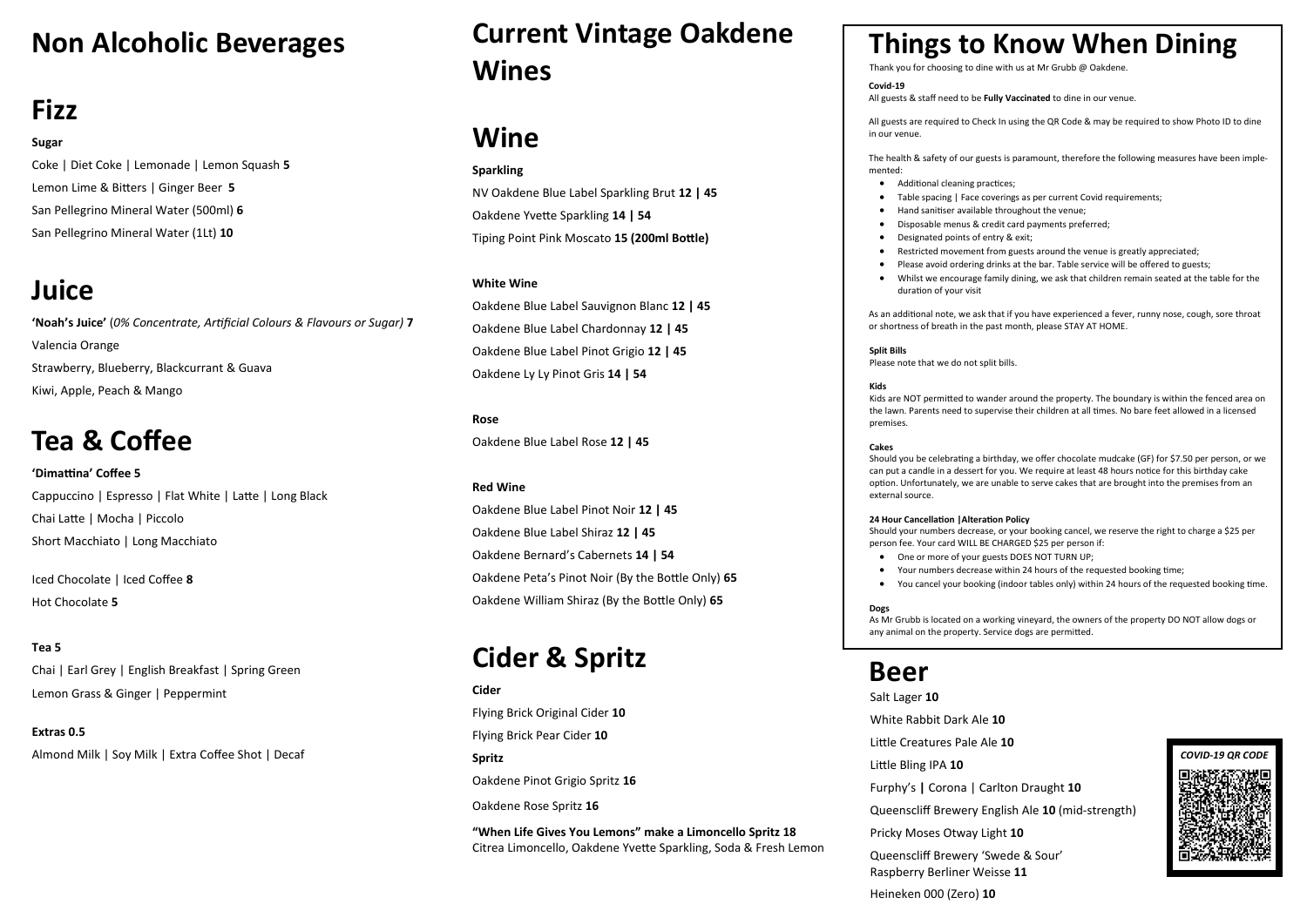# Non Alcoholic Beverages

## Fizz

**Sugar**

Coke | Diet Coke | Lemonade | Lemon Squash **5**

Lemon Lime & Bitters | Ginger Beer **5**

San Pellegrino Mineral Water (500ml) **6**

San Pellegrino Mineral Water (1Lt) **10**

## Juice

**'Noah's Juice'** (*0% Concentrate, Artificial Colours & Flavours or Sugar)* **7**

Valencia Orange

Strawberry, Blueberry, Blackcurrant & Guava

Kiwi, Apple, Peach & Mango

## Tea & Coffee

**'Dimattina' Coffee 5**

Cappuccino | Espresso | Flat White | Latte | Long Black

Chai Latte | Mocha | Piccolo

Short Macchiato | Long Macchiato

Iced Chocolate | Iced Coffee **8**

Hot Chocolate **5**

**Tea 5**

Chai | Earl Grey | English Breakfast | Spring Green

Lemon Grass & Ginger | Peppermint

**Extras 0.5**

Almond Milk | Soy Milk | Extra Coffee Shot | Decaf

# Current Vintage Oakdene Wines

## Wine

**Sparkling**

NV Oakdene Blue Label Sparkling Brut **12 | 45**

Oakdene Yvette Sparkling **14 | 54**

Tiping Point Pink Moscato **15 (200ml Bottle)**

**White Wine**

Oakdene Blue Label Sauvignon Blanc **12 | 45**

Oakdene Blue Label Chardonnay **12 | 45**

Oakdene Blue Label Pinot Grigio **12 | 45**

Oakdene Ly Ly Pinot Gris **14 | 54**

**Rose**

Oakdene Blue Label Rose **12 | 45**

**Red Wine**

Oakdene Blue Label Pinot Noir **12 | 45**

Oakdene Blue Label Shiraz **12 | 45**

Oakdene Bernard's Cabernets **14 | 54**

Oakdene Peta's Pinot Noir (By the Bottle Only) **65**

Oakdene William Shiraz (By the Bottle Only) **65**

## Cider & Spritz

**Cider**

Flying Brick Original Cider **10**

Flying Brick Pear Cider **10**

**Spritz**

Oakdene Pinot Grigio Spritz **16**

Oakdene Rose Spritz **16**

**"When Life Gives You Lemons" make a Limoncello Spritz 18**
Citrea Limoncello, Oakdene Yvette Sparkling, Soda & Fresh Lemon

# Things to Know When Dining

Thank you for choosing to dine with us at Mr Grubb @ Oakdene.

**Covid-19**
All guests & staff need to be **Fully Vaccinated** to dine in our venue.

All guests are required to Check In using the QR Code & may be required to show Photo ID to dine in our venue.

The health & safety of our guests is paramount, therefore the following measures have been implemented:

- Additional cleaning practices;
- Table spacing | Face coverings as per current Covid requirements;
- Hand sanitiser available throughout the venue;
- Disposable menus & credit card payments preferred;
- Designated points of entry & exit;
- Restricted movement from guests around the venue is greatly appreciated;
- Please avoid ordering drinks at the bar. Table service will be offered to guests;
- Whilst we encourage family dining, we ask that children remain seated at the table for the duration of your visit

As an additional note, we ask that if you have experienced a fever, runny nose, cough, sore throat or shortness of breath in the past month, please STAY AT HOME.

**Split Bills**
Please note that we do not split bills.

**Kids**
Kids are NOT permitted to wander around the property. The boundary is within the fenced area on the lawn. Parents need to supervise their children at all times. No bare feet allowed in a licensed premises.

**Cakes**
Should you be celebrating a birthday, we offer chocolate mudcake (GF) for $7.50 per person, or we can put a candle in a dessert for you. We require at least 48 hours notice for this birthday cake option. Unfortunately, we are unable to serve cakes that are brought into the premises from an external source.

**24 Hour Cancellation |Alteration Policy**
Should your numbers decrease, or your booking cancel, we reserve the right to charge a $25 per person fee. Your card WILL BE CHARGED $25 per person if:

- One or more of your guests DOES NOT TURN UP;
- Your numbers decrease within 24 hours of the requested booking time;
- You cancel your booking (indoor tables only) within 24 hours of the requested booking time.

**Dogs**
As Mr Grubb is located on a working vineyard, the owners of the property DO NOT allow dogs or any animal on the property. Service dogs are permitted.

# Beer

Salt Lager **10**

White Rabbit Dark Ale **10**

Little Creatures Pale Ale **10**

Little Bling IPA **10**

Furphy's **|** Corona | Carlton Draught **10**

Queenscliff Brewery English Ale **10** (mid-strength)

Pricky Moses Otway Light **10**

Queenscliff Brewery 'Swede & Sour'
Raspberry Berliner Weisse **11**

Heineken 000 (Zero) **10**

***COVID-19 QR CODE***